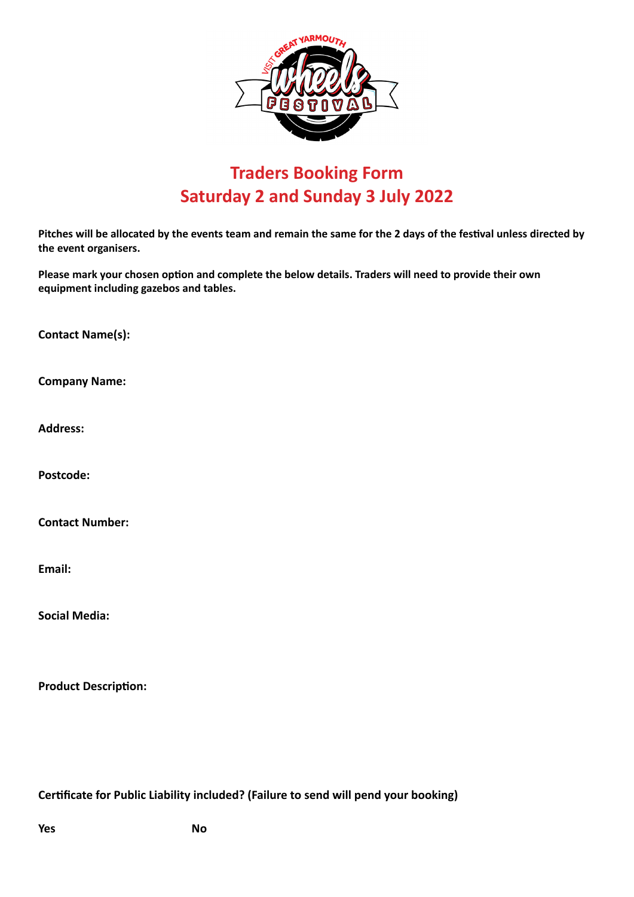# Traders Booking Form
## Saturday 2 and Sunday 3 July 2022

**Pitches will be allocated by the events team and remain the same for the 2 days of the festival unless directed by the event organisers.**

**Please mark your chosen option and complete the below details. Traders will need to provide their own equipment including gazebos and tables.**

**Contact Name(s):**

**Company Name:**

**Address:**

**Postcode:**

**Contact Number:**

**Email:**

**Social Media:**

**Product Description:**

**Certificate for Public Liability included? (Failure to send will pend your booking)**

**Yes** **No**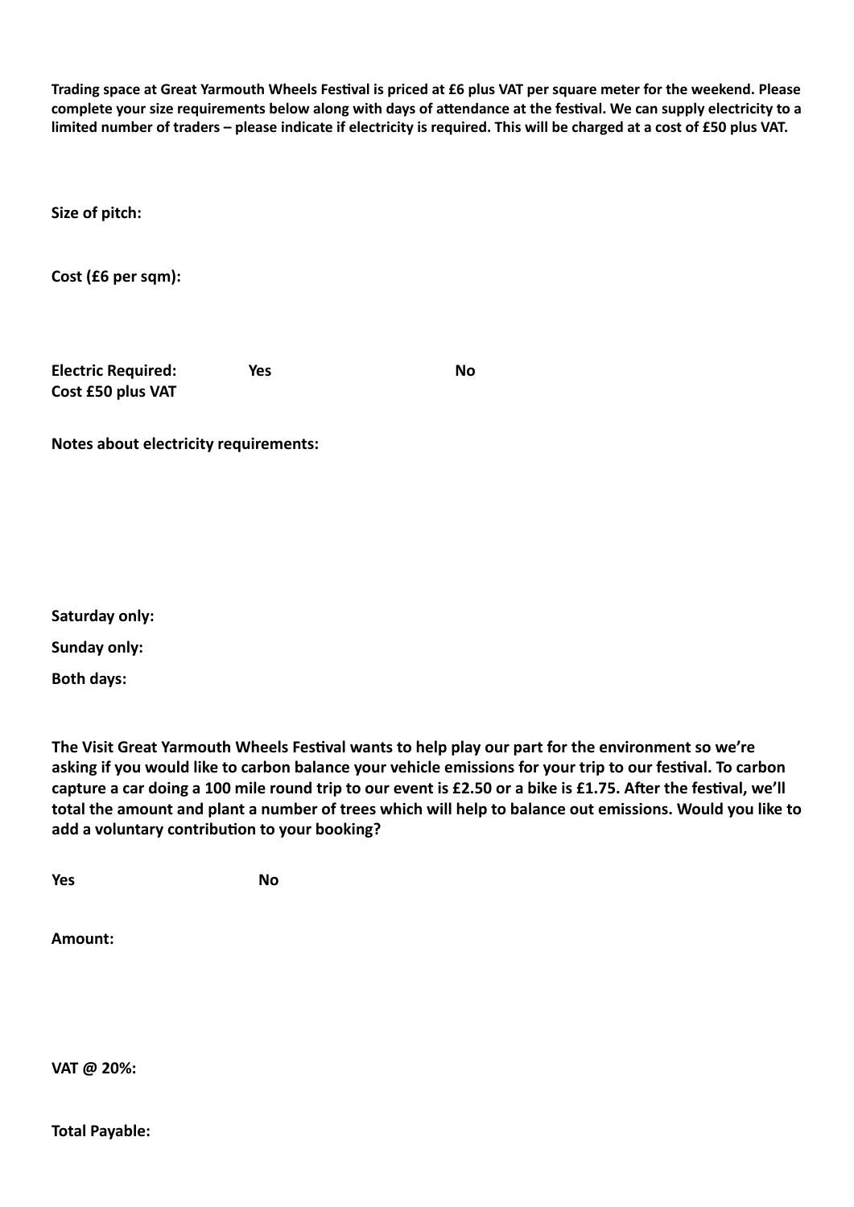**Trading space at Great Yarmouth Wheels Festival is priced at £6 plus VAT per square meter for the weekend. Please complete your size requirements below along with days of attendance at the festival. We can supply electricity to a limited number of traders – please indicate if electricity is required. This will be charged at a cost of £50 plus VAT.**

**Size of pitch:**

**Cost (£6 per sqm):**

**Electric Required:** **Yes** **No**
**Cost £50 plus VAT**

**Notes about electricity requirements:**

**Saturday only:**

**Sunday only:**

**Both days:**

**The Visit Great Yarmouth Wheels Festival wants to help play our part for the environment so we're asking if you would like to carbon balance your vehicle emissions for your trip to our festival. To carbon capture a car doing a 100 mile round trip to our event is £2.50 or a bike is £1.75. After the festival, we'll total the amount and plant a number of trees which will help to balance out emissions. Would you like to add a voluntary contribution to your booking?**

**Yes** **No**

**Amount:**

**VAT @ 20%:**

**Total Payable:**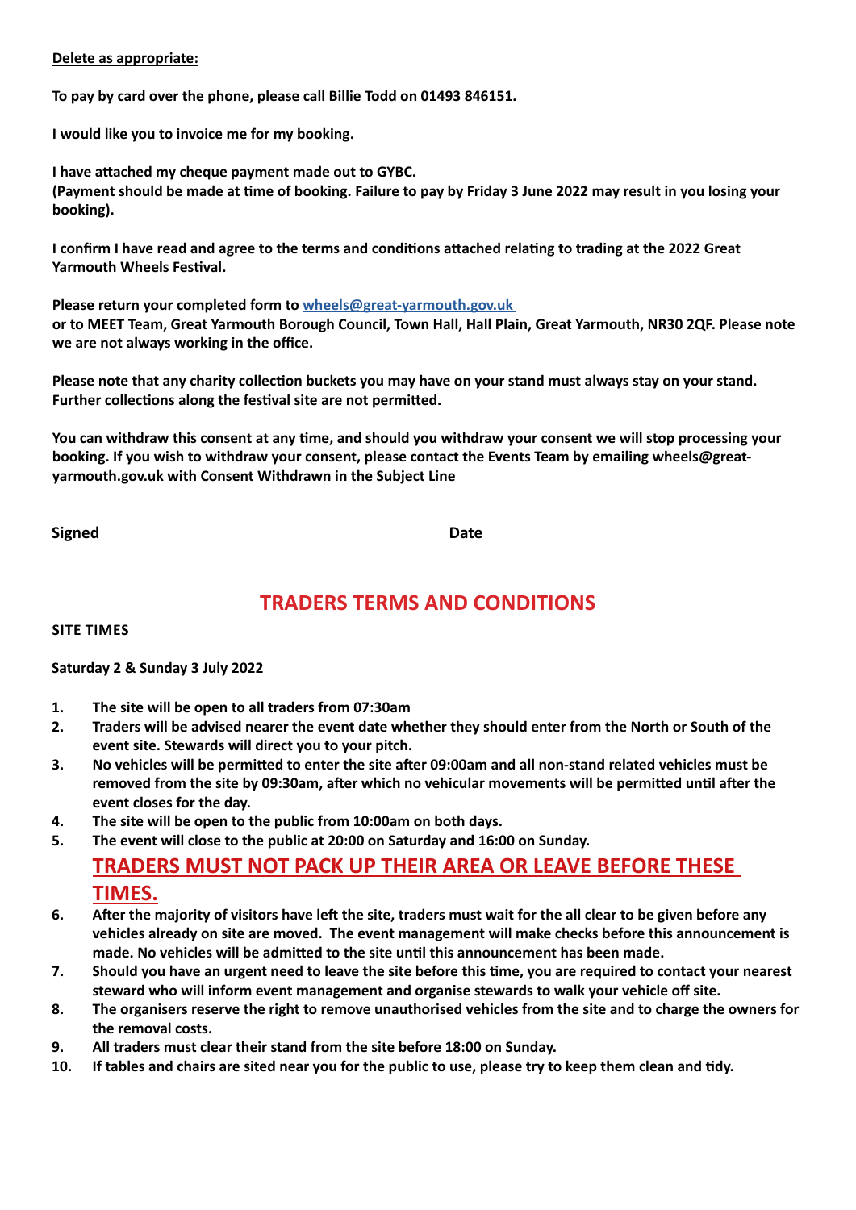**Delete as appropriate:**

**To pay by card over the phone, please call Billie Todd on 01493 846151.**

**I would like you to invoice me for my booking.**

**I have attached my cheque payment made out to GYBC.**
**(Payment should be made at time of booking. Failure to pay by Friday 3 June 2022 may result in you losing your booking).**

**I confirm I have read and agree to the terms and conditions attached relating to trading at the 2022 Great Yarmouth Wheels Festival.**

**Please return your completed form to [wheels@great-yarmouth.gov.uk](mailto:wheels@great-yarmouth.gov.uk)**
**or to MEET Team, Great Yarmouth Borough Council, Town Hall, Hall Plain, Great Yarmouth, NR30 2QF. Please note we are not always working in the office.**

**Please note that any charity collection buckets you may have on your stand must always stay on your stand. Further collections along the festival site are not permitted.**

**You can withdraw this consent at any time, and should you withdraw your consent we will stop processing your booking. If you wish to withdraw your consent, please contact the Events Team by emailing wheels@great-yarmouth.gov.uk with Consent Withdrawn in the Subject Line**

**Signed** **Date**

# TRADERS TERMS AND CONDITIONS

**SITE TIMES**

**Saturday 2 & Sunday 3 July 2022**

1. **The site will be open to all traders from 07:30am**
2. **Traders will be advised nearer the event date whether they should enter from the North or South of the event site. Stewards will direct you to your pitch.**
3. **No vehicles will be permitted to enter the site after 09:00am and all non-stand related vehicles must be removed from the site by 09:30am, after which no vehicular movements will be permitted until after the event closes for the day.**
4. **The site will be open to the public from 10:00am on both days.**
5. **The event will close to the public at 20:00 on Saturday and 16:00 on Sunday.**

   **TRADERS MUST NOT PACK UP THEIR AREA OR LEAVE BEFORE THESE TIMES.**
6. **After the majority of visitors have left the site, traders must wait for the all clear to be given before any vehicles already on site are moved. The event management will make checks before this announcement is made. No vehicles will be admitted to the site until this announcement has been made.**
7. **Should you have an urgent need to leave the site before this time, you are required to contact your nearest steward who will inform event management and organise stewards to walk your vehicle off site.**
8. **The organisers reserve the right to remove unauthorised vehicles from the site and to charge the owners for the removal costs.**
9. **All traders must clear their stand from the site before 18:00 on Sunday.**
10. **If tables and chairs are sited near you for the public to use, please try to keep them clean and tidy.**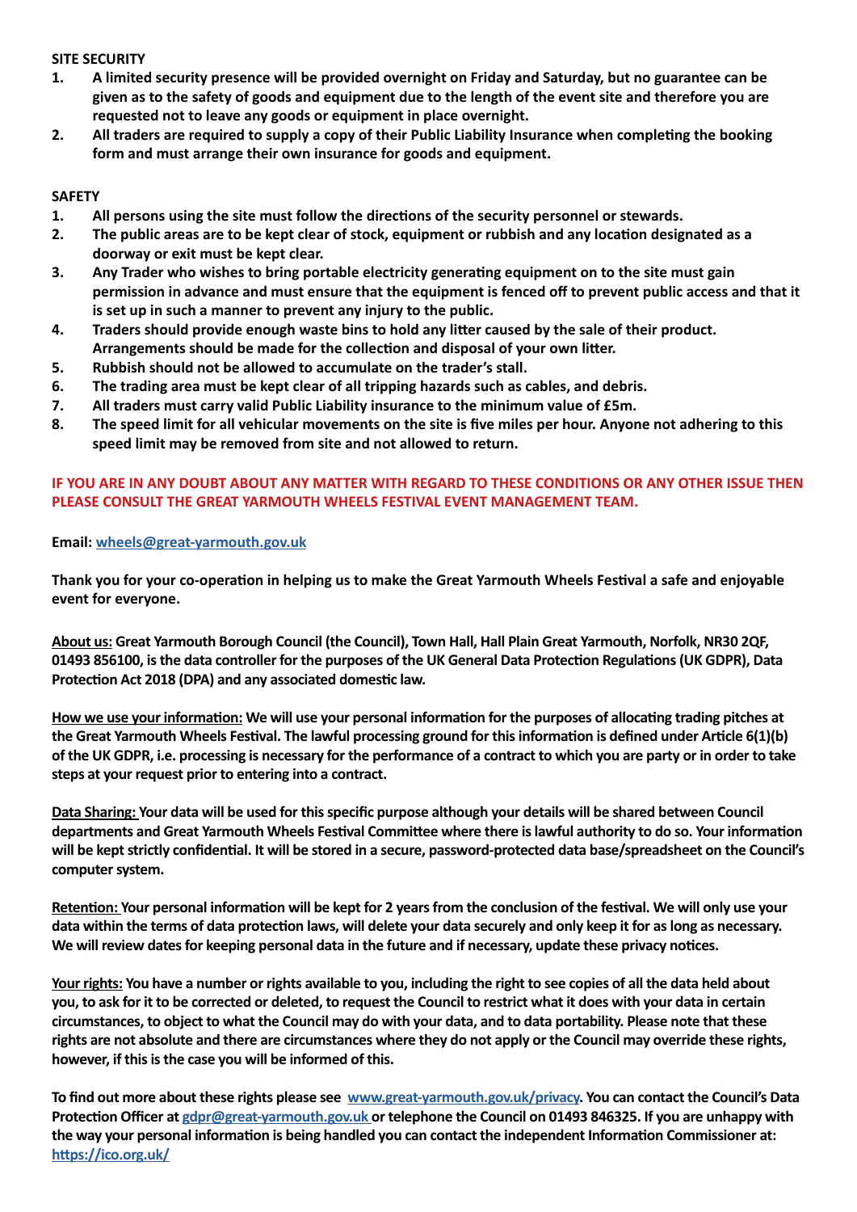**SITE SECURITY**

1. **A limited security presence will be provided overnight on Friday and Saturday, but no guarantee can be given as to the safety of goods and equipment due to the length of the event site and therefore you are requested not to leave any goods or equipment in place overnight.**
2. **All traders are required to supply a copy of their Public Liability Insurance when completing the booking form and must arrange their own insurance for goods and equipment.**

**SAFETY**

1. **All persons using the site must follow the directions of the security personnel or stewards.**
2. **The public areas are to be kept clear of stock, equipment or rubbish and any location designated as a doorway or exit must be kept clear.**
3. **Any Trader who wishes to bring portable electricity generating equipment on to the site must gain permission in advance and must ensure that the equipment is fenced off to prevent public access and that it is set up in such a manner to prevent any injury to the public.**
4. **Traders should provide enough waste bins to hold any litter caused by the sale of their product. Arrangements should be made for the collection and disposal of your own litter.**
5. **Rubbish should not be allowed to accumulate on the trader's stall.**
6. **The trading area must be kept clear of all tripping hazards such as cables, and debris.**
7. **All traders must carry valid Public Liability insurance to the minimum value of £5m.**
8. **The speed limit for all vehicular movements on the site is five miles per hour. Anyone not adhering to this speed limit may be removed from site and not allowed to return.**

**IF YOU ARE IN ANY DOUBT ABOUT ANY MATTER WITH REGARD TO THESE CONDITIONS OR ANY OTHER ISSUE THEN PLEASE CONSULT THE GREAT YARMOUTH WHEELS FESTIVAL EVENT MANAGEMENT TEAM.**

**Email: wheels@great-yarmouth.gov.uk**

**Thank you for your co-operation in helping us to make the Great Yarmouth Wheels Festival a safe and enjoyable event for everyone.**

**About us: Great Yarmouth Borough Council (the Council), Town Hall, Hall Plain Great Yarmouth, Norfolk, NR30 2QF, 01493 856100, is the data controller for the purposes of the UK General Data Protection Regulations (UK GDPR), Data Protection Act 2018 (DPA) and any associated domestic law.**

**How we use your information: We will use your personal information for the purposes of allocating trading pitches at the Great Yarmouth Wheels Festival. The lawful processing ground for this information is defined under Article 6(1)(b) of the UK GDPR, i.e. processing is necessary for the performance of a contract to which you are party or in order to take steps at your request prior to entering into a contract.**

**Data Sharing: Your data will be used for this specific purpose although your details will be shared between Council departments and Great Yarmouth Wheels Festival Committee where there is lawful authority to do so. Your information will be kept strictly confidential. It will be stored in a secure, password-protected data base/spreadsheet on the Council's computer system.**

**Retention: Your personal information will be kept for 2 years from the conclusion of the festival. We will only use your data within the terms of data protection laws, will delete your data securely and only keep it for as long as necessary. We will review dates for keeping personal data in the future and if necessary, update these privacy notices.**

**Your rights: You have a number or rights available to you, including the right to see copies of all the data held about you, to ask for it to be corrected or deleted, to request the Council to restrict what it does with your data in certain circumstances, to object to what the Council may do with your data, and to data portability. Please note that these rights are not absolute and there are circumstances where they do not apply or the Council may override these rights, however, if this is the case you will be informed of this.**

**To find out more about these rights please see www.great-yarmouth.gov.uk/privacy. You can contact the Council's Data Protection Officer at gdpr@great-yarmouth.gov.uk or telephone the Council on 01493 846325. If you are unhappy with the way your personal information is being handled you can contact the independent Information Commissioner at: https://ico.org.uk/**